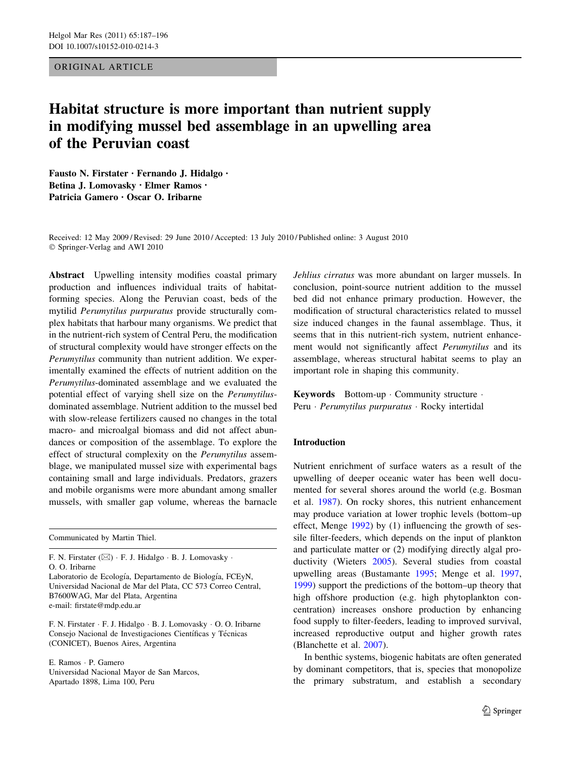ORIGINAL ARTICLE

# Habitat structure is more important than nutrient supply in modifying mussel bed assemblage in an upwelling area of the Peruvian coast

**Fausto N. Firstater · Fernando J. Hidalgo · Betina J. Lomovasky · Elmer Ramos · Patricia Gamero · Oscar O. Iribarne**

Received: 12 May 2009 / Revised: 29 June 2010 / Accepted: 13 July 2010 / Published online: 3 August 2010
© Springer-Verlag and AWI 2010

**Abstract** Upwelling intensity modifies coastal primary production and influences individual traits of habitat-forming species. Along the Peruvian coast, beds of the mytilid *Perumytilus purpuratus* provide structurally complex habitats that harbour many organisms. We predict that in the nutrient-rich system of Central Peru, the modification of structural complexity would have stronger effects on the *Perumytilus* community than nutrient addition. We experimentally examined the effects of nutrient addition on the *Perumytilus*-dominated assemblage and we evaluated the potential effect of varying shell size on the *Perumytilus*-dominated assemblage. Nutrient addition to the mussel bed with slow-release fertilizers caused no changes in the total macro- and microalgal biomass and did not affect abundances or composition of the assemblage. To explore the effect of structural complexity on the *Perumytilus* assemblage, we manipulated mussel size with experimental bags containing small and large individuals. Predators, grazers and mobile organisms were more abundant among smaller mussels, with smaller gap volume, whereas the barnacle *Jehlius cirratus* was more abundant on larger mussels. In conclusion, point-source nutrient addition to the mussel bed did not enhance primary production. However, the modification of structural characteristics related to mussel size induced changes in the faunal assemblage. Thus, it seems that in this nutrient-rich system, nutrient enhancement would not significantly affect *Perumytilus* and its assemblage, whereas structural habitat seems to play an important role in shaping this community.

**Keywords** Bottom-up · Community structure · Peru · *Perumytilus purpuratus* · Rocky intertidal

Communicated by Martin Thiel.

F. N. Firstater (✉) · F. J. Hidalgo · B. J. Lomovasky · O. O. Iribarne
Laboratorio de Ecología, Departamento de Biología, FCEyN, Universidad Nacional de Mar del Plata, CC 573 Correo Central, B7600WAG, Mar del Plata, Argentina
e-mail: firstate@mdp.edu.ar

F. N. Firstater · F. J. Hidalgo · B. J. Lomovasky · O. O. Iribarne
Consejo Nacional de Investigaciones Científicas y Técnicas (CONICET), Buenos Aires, Argentina

E. Ramos · P. Gamero
Universidad Nacional Mayor de San Marcos, Apartado 1898, Lima 100, Peru

## Introduction

Nutrient enrichment of surface waters as a result of the upwelling of deeper oceanic water has been well documented for several shores around the world (e.g. Bosman et al. 1987). On rocky shores, this nutrient enhancement may produce variation at lower trophic levels (bottom–up effect, Menge 1992) by (1) influencing the growth of sessile filter-feeders, which depends on the input of plankton and particulate matter or (2) modifying directly algal productivity (Wieters 2005). Several studies from coastal upwelling areas (Bustamante 1995; Menge et al. 1997, 1999) support the predictions of the bottom–up theory that high offshore production (e.g. high phytoplankton concentration) increases onshore production by enhancing food supply to filter-feeders, leading to improved survival, increased reproductive output and higher growth rates (Blanchette et al. 2007).

In benthic systems, biogenic habitats are often generated by dominant competitors, that is, species that monopolize the primary substratum, and establish a secondary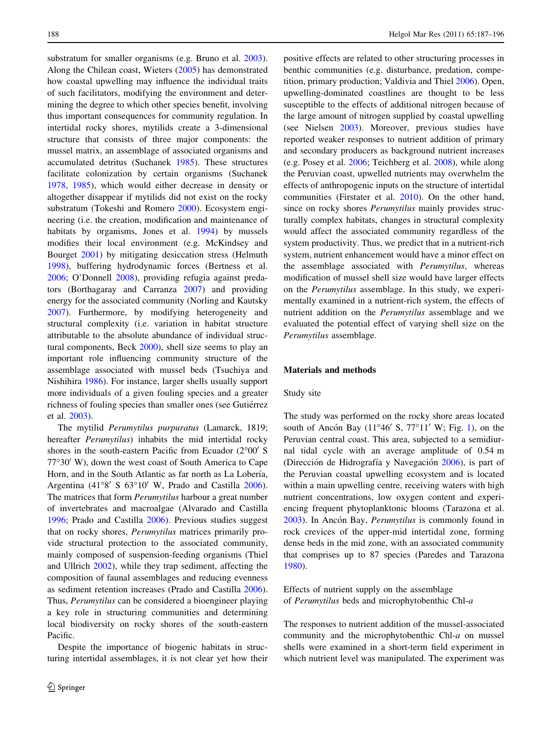substratum for smaller organisms (e.g. Bruno et al. 2003). Along the Chilean coast, Wieters (2005) has demonstrated how coastal upwelling may influence the individual traits of such facilitators, modifying the environment and determining the degree to which other species benefit, involving thus important consequences for community regulation. In intertidal rocky shores, mytilids create a 3-dimensional structure that consists of three major components: the mussel matrix, an assemblage of associated organisms and accumulated detritus (Suchanek 1985). These structures facilitate colonization by certain organisms (Suchanek 1978, 1985), which would either decrease in density or altogether disappear if mytilids did not exist on the rocky substratum (Tokeshi and Romero 2000). Ecosystem engineering (i.e. the creation, modification and maintenance of habitats by organisms, Jones et al. 1994) by mussels modifies their local environment (e.g. McKindsey and Bourget 2001) by mitigating desiccation stress (Helmuth 1998), buffering hydrodynamic forces (Bertness et al. 2006; O'Donnell 2008), providing refugia against predators (Borthagaray and Carranza 2007) and providing energy for the associated community (Norling and Kautsky 2007). Furthermore, by modifying heterogeneity and structural complexity (i.e. variation in habitat structure attributable to the absolute abundance of individual structural components, Beck 2000), shell size seems to play an important role influencing community structure of the assemblage associated with mussel beds (Tsuchiya and Nishihira 1986). For instance, larger shells usually support more individuals of a given fouling species and a greater richness of fouling species than smaller ones (see Gutiérrez et al. 2003).

The mytilid *Perumytilus purpuratus* (Lamarck, 1819; hereafter *Perumytilus*) inhabits the mid intertidal rocky shores in the south-eastern Pacific from Ecuador (2°00′ S 77°30′ W), down the west coast of South America to Cape Horn, and in the South Atlantic as far north as La Lobería, Argentina (41°8′ S 63°10′ W, Prado and Castilla 2006). The matrices that form *Perumytilus* harbour a great number of invertebrates and macroalgae (Alvarado and Castilla 1996; Prado and Castilla 2006). Previous studies suggest that on rocky shores, *Perumytilus* matrices primarily provide structural protection to the associated community, mainly composed of suspension-feeding organisms (Thiel and Ullrich 2002), while they trap sediment, affecting the composition of faunal assemblages and reducing evenness as sediment retention increases (Prado and Castilla 2006). Thus, *Perumytilus* can be considered a bioengineer playing a key role in structuring communities and determining local biodiversity on rocky shores of the south-eastern Pacific.

Despite the importance of biogenic habitats in structuring intertidal assemblages, it is not clear yet how their positive effects are related to other structuring processes in benthic communities (e.g. disturbance, predation, competition, primary production; Valdivia and Thiel 2006). Open, upwelling-dominated coastlines are thought to be less susceptible to the effects of additional nitrogen because of the large amount of nitrogen supplied by coastal upwelling (see Nielsen 2003). Moreover, previous studies have reported weaker responses to nutrient addition of primary and secondary producers as background nutrient increases (e.g. Posey et al. 2006; Teichberg et al. 2008), while along the Peruvian coast, upwelled nutrients may overwhelm the effects of anthropogenic inputs on the structure of intertidal communities (Firstater et al. 2010). On the other hand, since on rocky shores *Perumytilus* mainly provides structurally complex habitats, changes in structural complexity would affect the associated community regardless of the system productivity. Thus, we predict that in a nutrient-rich system, nutrient enhancement would have a minor effect on the assemblage associated with *Perumytilus*, whereas modification of mussel shell size would have larger effects on the *Perumytilus* assemblage. In this study, we experimentally examined in a nutrient-rich system, the effects of nutrient addition on the *Perumytilus* assemblage and we evaluated the potential effect of varying shell size on the *Perumytilus* assemblage.

## Materials and methods

### Study site

The study was performed on the rocky shore areas located south of Ancón Bay (11°46′ S, 77°11′ W; Fig. 1), on the Peruvian central coast. This area, subjected to a semidiurnal tidal cycle with an average amplitude of 0.54 m (Dirección de Hidrografía y Navegación 2006), is part of the Peruvian coastal upwelling ecosystem and is located within a main upwelling centre, receiving waters with high nutrient concentrations, low oxygen content and experiencing frequent phytoplanktonic blooms (Tarazona et al. 2003). In Ancón Bay, *Perumytilus* is commonly found in rock crevices of the upper-mid intertidal zone, forming dense beds in the mid zone, with an associated community that comprises up to 87 species (Paredes and Tarazona 1980).

### Effects of nutrient supply on the assemblage of *Perumytilus* beds and microphytobenthic Chl-*a*

The responses to nutrient addition of the mussel-associated community and the microphytobenthic Chl-*a* on mussel shells were examined in a short-term field experiment in which nutrient level was manipulated. The experiment was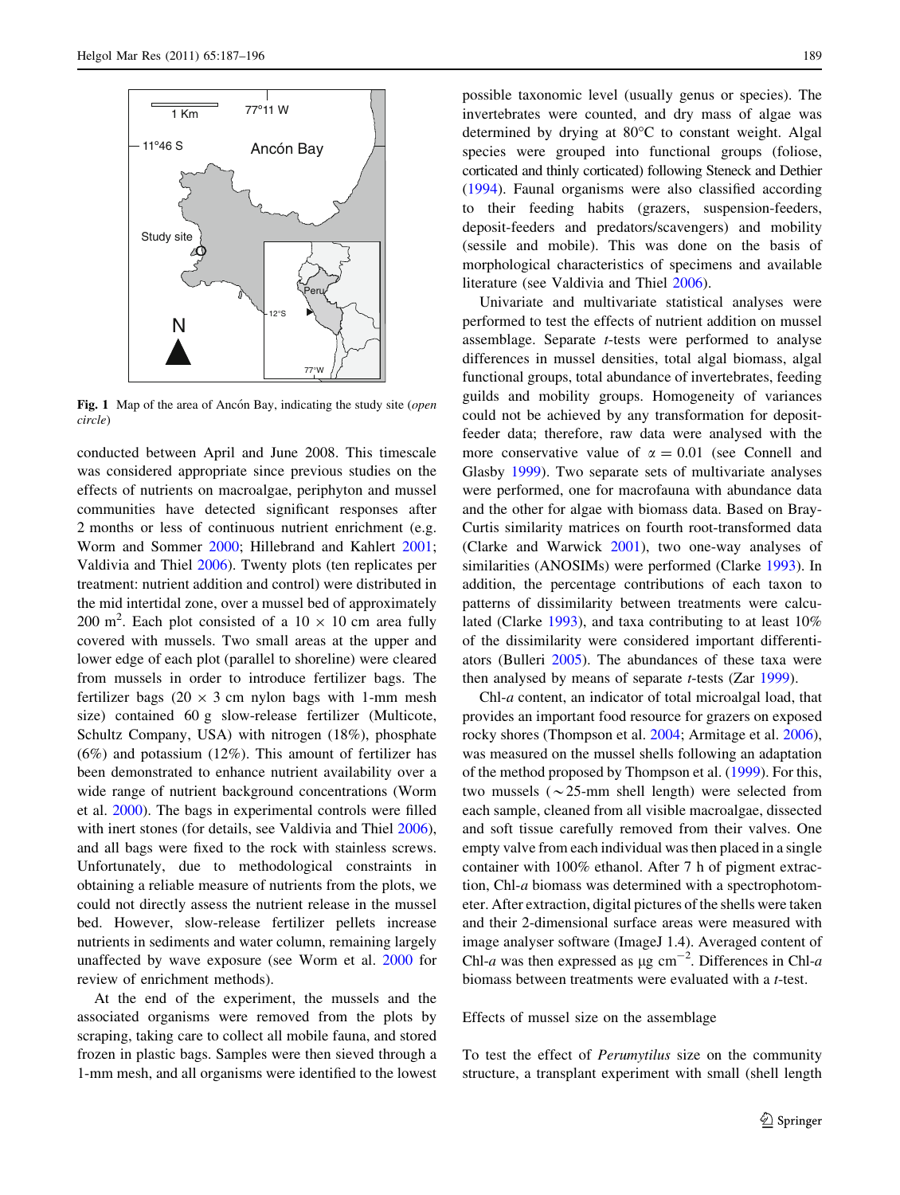Fig. 1 Map of the area of Ancón Bay, indicating the study site (*open circle*)

conducted between April and June 2008. This timescale was considered appropriate since previous studies on the effects of nutrients on macroalgae, periphyton and mussel communities have detected significant responses after 2 months or less of continuous nutrient enrichment (e.g. Worm and Sommer 2000; Hillebrand and Kahlert 2001; Valdivia and Thiel 2006). Twenty plots (ten replicates per treatment: nutrient addition and control) were distributed in the mid intertidal zone, over a mussel bed of approximately 200 $m^2$. Each plot consisted of a 10 × 10 cm area fully covered with mussels. Two small areas at the upper and lower edge of each plot (parallel to shoreline) were cleared from mussels in order to introduce fertilizer bags. The fertilizer bags (20 × 3 cm nylon bags with 1-mm mesh size) contained 60 g slow-release fertilizer (Multicote, Schultz Company, USA) with nitrogen (18%), phosphate (6%) and potassium (12%). This amount of fertilizer has been demonstrated to enhance nutrient availability over a wide range of nutrient background concentrations (Worm et al. 2000). The bags in experimental controls were filled with inert stones (for details, see Valdivia and Thiel 2006), and all bags were fixed to the rock with stainless screws. Unfortunately, due to methodological constraints in obtaining a reliable measure of nutrients from the plots, we could not directly assess the nutrient release in the mussel bed. However, slow-release fertilizer pellets increase nutrients in sediments and water column, remaining largely unaffected by wave exposure (see Worm et al. 2000 for review of enrichment methods).

At the end of the experiment, the mussels and the associated organisms were removed from the plots by scraping, taking care to collect all mobile fauna, and stored frozen in plastic bags. Samples were then sieved through a 1-mm mesh, and all organisms were identified to the lowest possible taxonomic level (usually genus or species). The invertebrates were counted, and dry mass of algae was determined by drying at 80°C to constant weight. Algal species were grouped into functional groups (foliose, corticated and thinly corticated) following Steneck and Dethier (1994). Faunal organisms were also classified according to their feeding habits (grazers, suspension-feeders, deposit-feeders and predators/scavengers) and mobility (sessile and mobile). This was done on the basis of morphological characteristics of specimens and available literature (see Valdivia and Thiel 2006).

Univariate and multivariate statistical analyses were performed to test the effects of nutrient addition on mussel assemblage. Separate *t*-tests were performed to analyse differences in mussel densities, total algal biomass, algal functional groups, total abundance of invertebrates, feeding guilds and mobility groups. Homogeneity of variances could not be achieved by any transformation for deposit-feeder data; therefore, raw data were analysed with the more conservative value of $\alpha = 0.01$ (see Connell and Glasby 1999). Two separate sets of multivariate analyses were performed, one for macrofauna with abundance data and the other for algae with biomass data. Based on Bray-Curtis similarity matrices on fourth root-transformed data (Clarke and Warwick 2001), two one-way analyses of similarities (ANOSIMs) were performed (Clarke 1993). In addition, the percentage contributions of each taxon to patterns of dissimilarity between treatments were calculated (Clarke 1993), and taxa contributing to at least 10% of the dissimilarity were considered important differentiators (Bulleri 2005). The abundances of these taxa were then analysed by means of separate *t*-tests (Zar 1999).

Chl-*a* content, an indicator of total microalgal load, that provides an important food resource for grazers on exposed rocky shores (Thompson et al. 2004; Armitage et al. 2006), was measured on the mussel shells following an adaptation of the method proposed by Thompson et al. (1999). For this, two mussels (~25-mm shell length) were selected from each sample, cleaned from all visible macroalgae, dissected and soft tissue carefully removed from their valves. One empty valve from each individual was then placed in a single container with 100% ethanol. After 7 h of pigment extraction, Chl-*a* biomass was determined with a spectrophotometer. After extraction, digital pictures of the shells were taken and their 2-dimensional surface areas were measured with image analyser software (ImageJ 1.4). Averaged content of Chl-*a* was then expressed as μg $cm^{-2}$. Differences in Chl-*a* biomass between treatments were evaluated with a *t*-test.

## Effects of mussel size on the assemblage

To test the effect of *Perumytilus* size on the community structure, a transplant experiment with small (shell length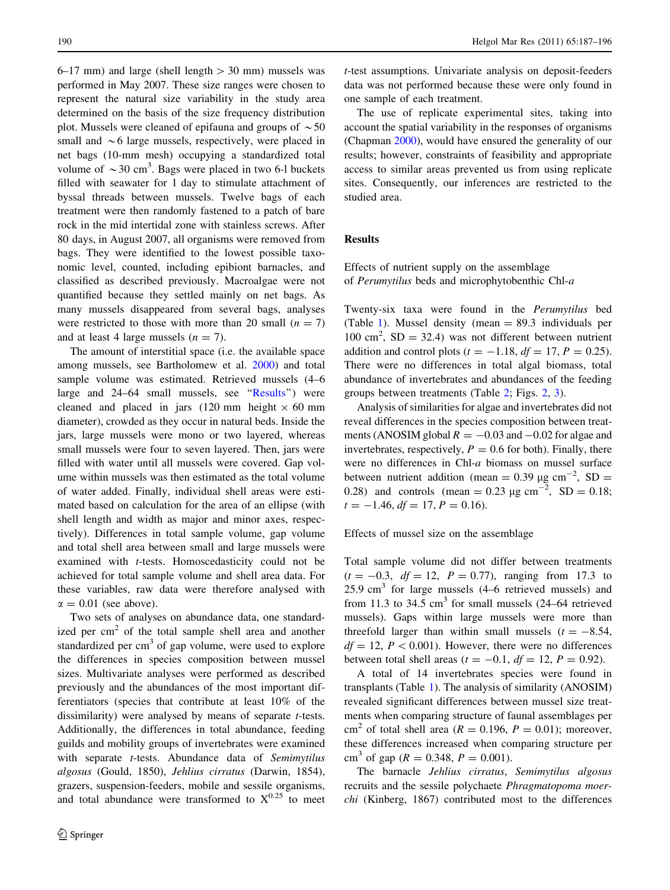6–17 mm) and large (shell length > 30 mm) mussels was performed in May 2007. These size ranges were chosen to represent the natural size variability in the study area determined on the basis of the size frequency distribution plot. Mussels were cleaned of epifauna and groups of ~50 small and ~6 large mussels, respectively, were placed in net bags (10-mm mesh) occupying a standardized total volume of ~30 $cm^3$. Bags were placed in two 6-l buckets filled with seawater for 1 day to stimulate attachment of byssal threads between mussels. Twelve bags of each treatment were then randomly fastened to a patch of bare rock in the mid intertidal zone with stainless screws. After 80 days, in August 2007, all organisms were removed from bags. They were identified to the lowest possible taxonomic level, counted, including epibiont barnacles, and classified as described previously. Macroalgae were not quantified because they settled mainly on net bags. As many mussels disappeared from several bags, analyses were restricted to those with more than 20 small ($n = 7$) and at least 4 large mussels ($n = 7$).

The amount of interstitial space (i.e. the available space among mussels, see Bartholomew et al. 2000) and total sample volume was estimated. Retrieved mussels (4–6 large and 24–64 small mussels, see "Results") were cleaned and placed in jars (120 mm height × 60 mm diameter), crowded as they occur in natural beds. Inside the jars, large mussels were mono or two layered, whereas small mussels were four to seven layered. Then, jars were filled with water until all mussels were covered. Gap volume within mussels was then estimated as the total volume of water added. Finally, individual shell areas were estimated based on calculation for the area of an ellipse (with shell length and width as major and minor axes, respectively). Differences in total sample volume, gap volume and total shell area between small and large mussels were examined with *t*-tests. Homoscedasticity could not be achieved for total sample volume and shell area data. For these variables, raw data were therefore analysed with $\alpha = 0.01$ (see above).

Two sets of analyses on abundance data, one standardized per $cm^2$ of the total sample shell area and another standardized per $cm^3$ of gap volume, were used to explore the differences in species composition between mussel sizes. Multivariate analyses were performed as described previously and the abundances of the most important differentiators (species that contribute at least 10% of the dissimilarity) were analysed by means of separate *t*-tests. Additionally, the differences in total abundance, feeding guilds and mobility groups of invertebrates were examined with separate *t*-tests. Abundance data of *Semimytilus algosus* (Gould, 1850), *Jehlius cirratus* (Darwin, 1854), grazers, suspension-feeders, mobile and sessile organisms, and total abundance were transformed to $X^{0.25}$ to meet *t*-test assumptions. Univariate analysis on deposit-feeders data was not performed because these were only found in one sample of each treatment.

The use of replicate experimental sites, taking into account the spatial variability in the responses of organisms (Chapman 2000), would have ensured the generality of our results; however, constraints of feasibility and appropriate access to similar areas prevented us from using replicate sites. Consequently, our inferences are restricted to the studied area.

## Results

### Effects of nutrient supply on the assemblage of *Perumytilus* beds and microphytobenthic Chl-*a*

Twenty-six taxa were found in the *Perumytilus* bed (Table 1). Mussel density (mean = 89.3 individuals per 100 $cm^2$, SD = 32.4) was not different between nutrient addition and control plots ($t = -1.18$, $df = 17$, $P = 0.25$). There were no differences in total algal biomass, total abundance of invertebrates and abundances of the feeding groups between treatments (Table 2; Figs. 2, 3).

Analysis of similarities for algae and invertebrates did not reveal differences in the species composition between treatments (ANOSIM global $R = -0.03$ and $-0.02$ for algae and invertebrates, respectively, $P = 0.6$ for both). Finally, there were no differences in Chl-*a* biomass on mussel surface between nutrient addition (mean = 0.39 μg $cm^{-2}$, SD = 0.28) and controls (mean = 0.23 μg $cm^{-2}$, SD = 0.18; $t = -1.46$, $df = 17$, $P = 0.16$).

### Effects of mussel size on the assemblage

Total sample volume did not differ between treatments ($t = -0.3$, $df = 12$, $P = 0.77$), ranging from 17.3 to 25.9 $cm^3$ for large mussels (4–6 retrieved mussels) and from 11.3 to 34.5 $cm^3$ for small mussels (24–64 retrieved mussels). Gaps within large mussels were more than threefold larger than within small mussels ($t = -8.54$, $df = 12$, $P < 0.001$). However, there were no differences between total shell areas ($t = -0.1$, $df = 12$, $P = 0.92$).

A total of 14 invertebrates species were found in transplants (Table 1). The analysis of similarity (ANOSIM) revealed significant differences between mussel size treatments when comparing structure of faunal assemblages per $cm^2$ of total shell area ($R = 0.196$, $P = 0.01$); moreover, these differences increased when comparing structure per $cm^3$ of gap ($R = 0.348$, $P = 0.001$).

The barnacle *Jehlius cirratus*, *Semimytilus algosus* recruits and the sessile polychaete *Phragmatopoma moerchi* (Kinberg, 1867) contributed most to the differences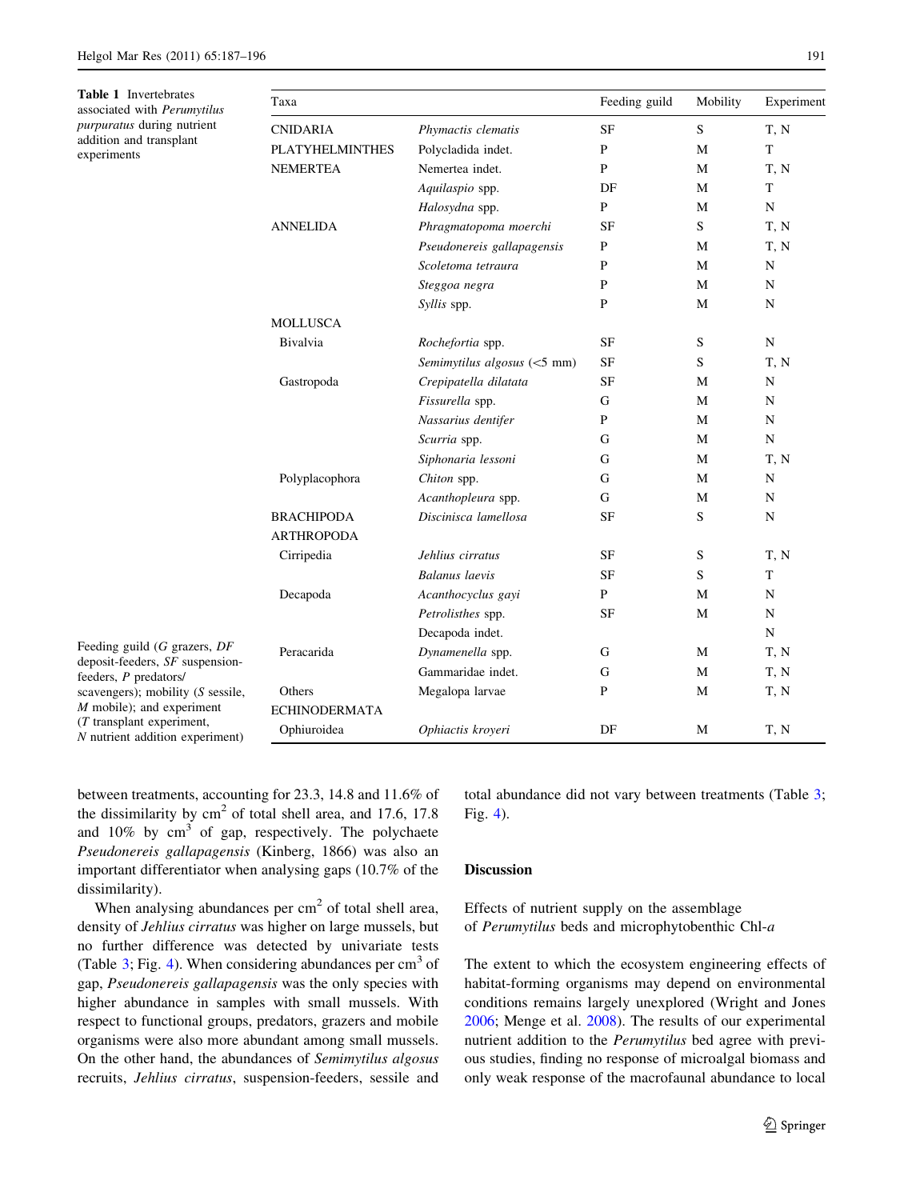**Table 1** Invertebrates associated with *Perumytilus purpuratus* during nutrient addition and transplant experiments

| Taxa | | Feeding guild | Mobility | Experiment |
|---|---|---|---|---|
| CNIDARIA | *Phymactis clematis* | SF | S | T, N |
| PLATYHELMINTHES | Polycladida indet. | P | M | T |
| NEMERTEA | Nemertea indet. | P | M | T, N |
| | *Aquilaspio* spp. | DF | M | T |
| | *Halosydna* spp. | P | M | N |
| ANNELIDA | *Phragmatopoma moerchi* | SF | S | T, N |
| | *Pseudonereis gallapagensis* | P | M | T, N |
| | *Scoletoma tetraura* | P | M | N |
| | *Steggoa negra* | P | M | N |
| | *Syllis* spp. | P | M | N |
| MOLLUSCA | | | | |
| Bivalvia | *Rochefortia* spp. | SF | S | N |
| | *Semimytilus algosus* (<5 mm) | SF | S | T, N |
| Gastropoda | *Crepipatella dilatata* | SF | M | N |
| | *Fissurella* spp. | G | M | N |
| | *Nassarius dentifer* | P | M | N |
| | *Scurria* spp. | G | M | N |
| | *Siphonaria lessoni* | G | M | T, N |
| Polyplacophora | *Chiton* spp. | G | M | N |
| | *Acanthopleura* spp. | G | M | N |
| BRACHIPODA | *Discinisca lamellosa* | SF | S | N |
| ARTHROPODA | | | | |
| Cirripedia | *Jehlius cirratus* | SF | S | T, N |
| | *Balanus laevis* | SF | S | T |
| Decapoda | *Acanthocyclus gayi* | P | M | N |
| | *Petrolisthes* spp. | SF | M | N |
| | Decapoda indet. | | | N |
| Peracarida | *Dynamenella* spp. | G | M | T, N |
| | Gammaridae indet. | G | M | T, N |
| Others | Megalopa larvae | P | M | T, N |
| ECHINODERMATA | | | | |
| Ophiuroidea | *Ophiactis kroyeri* | DF | M | T, N |

Feeding guild (*G* grazers, *DF* deposit-feeders, *SF* suspension-feeders, *P* predators/scavengers); mobility (*S* sessile, *M* mobile); and experiment (*T* transplant experiment, *N* nutrient addition experiment)

between treatments, accounting for 23.3, 14.8 and 11.6% of the dissimilarity by $cm^2$ of total shell area, and 17.6, 17.8 and 10% by $cm^3$ of gap, respectively. The polychaete *Pseudonereis gallapagensis* (Kinberg, 1866) was also an important differentiator when analysing gaps (10.7% of the dissimilarity).

When analysing abundances per $cm^2$ of total shell area, density of *Jehlius cirratus* was higher on large mussels, but no further difference was detected by univariate tests (Table 3; Fig. 4). When considering abundances per $cm^3$ of gap, *Pseudonereis gallapagensis* was the only species with higher abundance in samples with small mussels. With respect to functional groups, predators, grazers and mobile organisms were also more abundant among small mussels. On the other hand, the abundances of *Semimytilus algosus* recruits, *Jehlius cirratus*, suspension-feeders, sessile and total abundance did not vary between treatments (Table 3; Fig. 4).

## Discussion

### Effects of nutrient supply on the assemblage of *Perumytilus* beds and microphytobenthic Chl-*a*

The extent to which the ecosystem engineering effects of habitat-forming organisms may depend on environmental conditions remains largely unexplored (Wright and Jones 2006; Menge et al. 2008). The results of our experimental nutrient addition to the *Perumytilus* bed agree with previous studies, finding no response of microalgal biomass and only weak response of the macrofaunal abundance to local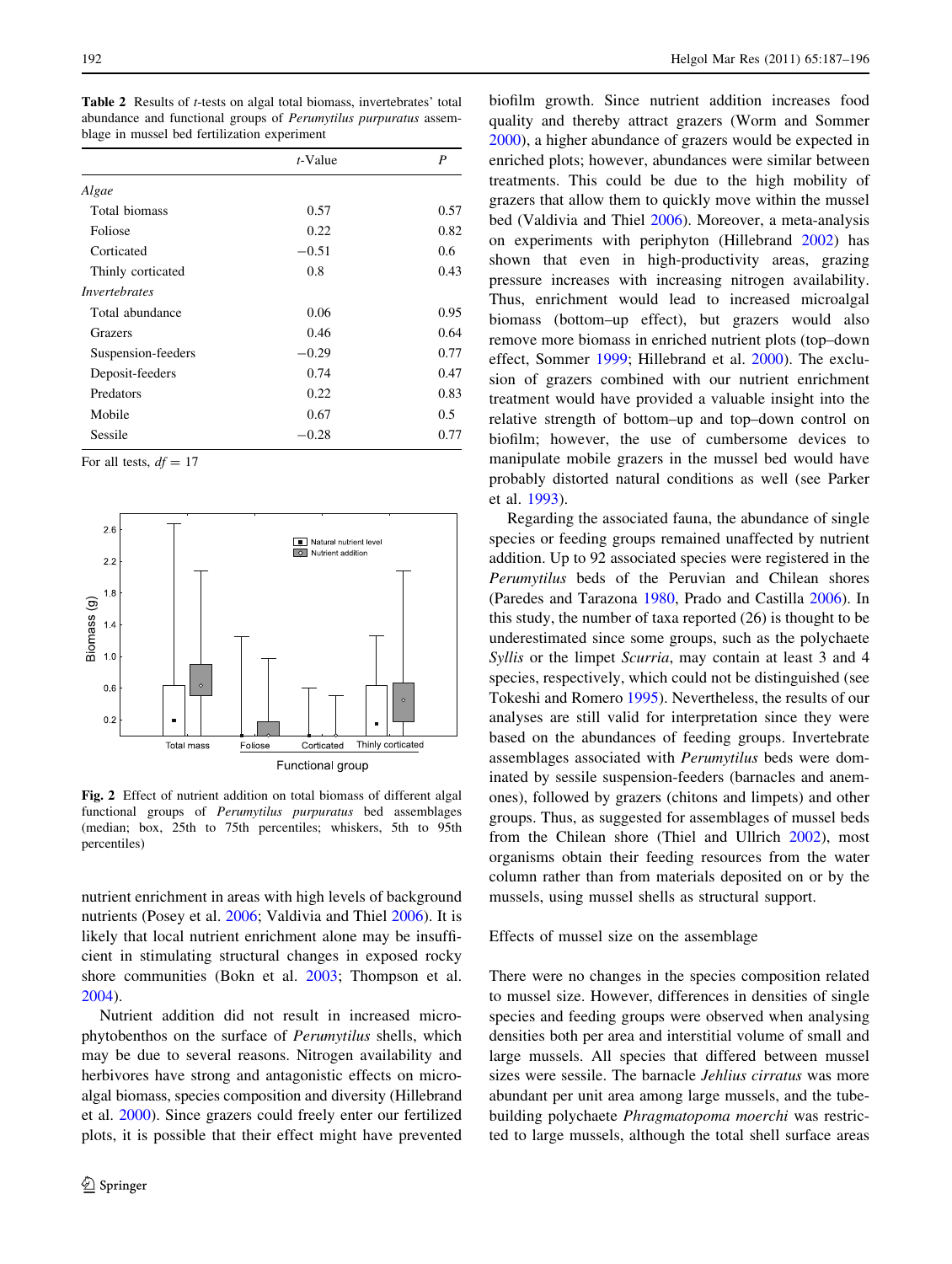**Table 2** Results of *t*-tests on algal total biomass, invertebrates' total abundance and functional groups of *Perumytilus purpuratus* assemblage in mussel bed fertilization experiment

| | *t*-Value | *P* |
|---|---|---|
| *Algae* | | |
| Total biomass | 0.57 | 0.57 |
| Foliose | 0.22 | 0.82 |
| Corticated | −0.51 | 0.6 |
| Thinly corticated | 0.8 | 0.43 |
| *Invertebrates* | | |
| Total abundance | 0.06 | 0.95 |
| Grazers | 0.46 | 0.64 |
| Suspension-feeders | −0.29 | 0.77 |
| Deposit-feeders | 0.74 | 0.47 |
| Predators | 0.22 | 0.83 |
| Mobile | 0.67 | 0.5 |
| Sessile | −0.28 | 0.77 |

For all tests, $df = 17$

**Fig. 2** Effect of nutrient addition on total biomass of different algal functional groups of *Perumytilus purpuratus* bed assemblages (median; box, 25th to 75th percentiles; whiskers, 5th to 95th percentiles)

nutrient enrichment in areas with high levels of background nutrients (Posey et al. 2006; Valdivia and Thiel 2006). It is likely that local nutrient enrichment alone may be insufficient in stimulating structural changes in exposed rocky shore communities (Bokn et al. 2003; Thompson et al. 2004).

Nutrient addition did not result in increased microphytobenthos on the surface of *Perumytilus* shells, which may be due to several reasons. Nitrogen availability and herbivores have strong and antagonistic effects on microalgal biomass, species composition and diversity (Hillebrand et al. 2000). Since grazers could freely enter our fertilized plots, it is possible that their effect might have prevented biofilm growth. Since nutrient addition increases food quality and thereby attract grazers (Worm and Sommer 2000), a higher abundance of grazers would be expected in enriched plots; however, abundances were similar between treatments. This could be due to the high mobility of grazers that allow them to quickly move within the mussel bed (Valdivia and Thiel 2006). Moreover, a meta-analysis on experiments with periphyton (Hillebrand 2002) has shown that even in high-productivity areas, grazing pressure increases with increasing nitrogen availability. Thus, enrichment would lead to increased microalgal biomass (bottom–up effect), but grazers would also remove more biomass in enriched nutrient plots (top–down effect, Sommer 1999; Hillebrand et al. 2000). The exclusion of grazers combined with our nutrient enrichment treatment would have provided a valuable insight into the relative strength of bottom–up and top–down control on biofilm; however, the use of cumbersome devices to manipulate mobile grazers in the mussel bed would have probably distorted natural conditions as well (see Parker et al. 1993).

Regarding the associated fauna, the abundance of single species or feeding groups remained unaffected by nutrient addition. Up to 92 associated species were registered in the *Perumytilus* beds of the Peruvian and Chilean shores (Paredes and Tarazona 1980, Prado and Castilla 2006). In this study, the number of taxa reported (26) is thought to be underestimated since some groups, such as the polychaete *Syllis* or the limpet *Scurria*, may contain at least 3 and 4 species, respectively, which could not be distinguished (see Tokeshi and Romero 1995). Nevertheless, the results of our analyses are still valid for interpretation since they were based on the abundances of feeding groups. Invertebrate assemblages associated with *Perumytilus* beds were dominated by sessile suspension-feeders (barnacles and anemones), followed by grazers (chitons and limpets) and other groups. Thus, as suggested for assemblages of mussel beds from the Chilean shore (Thiel and Ullrich 2002), most organisms obtain their feeding resources from the water column rather than from materials deposited on or by the mussels, using mussel shells as structural support.

### Effects of mussel size on the assemblage

There were no changes in the species composition related to mussel size. However, differences in densities of single species and feeding groups were observed when analysing densities both per area and interstitial volume of small and large mussels. All species that differed between mussel sizes were sessile. The barnacle *Jehlius cirratus* was more abundant per unit area among large mussels, and the tube-building polychaete *Phragmatopoma moerchi* was restricted to large mussels, although the total shell surface areas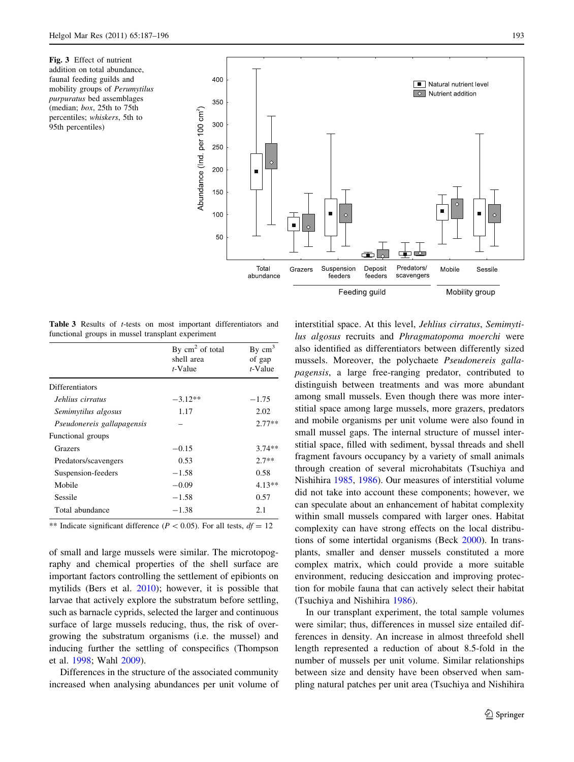**Fig. 3** Effect of nutrient addition on total abundance, faunal feeding guilds and mobility groups of *Perumytilus purpuratus* bed assemblages (median; *box*, 25th to 75th percentiles; *whiskers*, 5th to 95th percentiles)

**Table 3** Results of *t*-tests on most important differentiators and functional groups in mussel transplant experiment

| | By $cm^2$ of total shell area *t*-Value | By $cm^3$ of gap *t*-Value |
|---|---|---|
| Differentiators | | |
| *Jehlius cirratus* | −3.12** | −1.75 |
| *Semimytilus algosus* | 1.17 | 2.02 |
| *Pseudonereis gallapagensis* | – | 2.77** |
| Functional groups | | |
| Grazers | −0.15 | 3.74** |
| Predators/scavengers | 0.53 | 2.7** |
| Suspension-feeders | −1.58 | 0.58 |
| Mobile | −0.09 | 4.13** |
| Sessile | −1.58 | 0.57 |
| Total abundance | −1.38 | 2.1 |

** Indicate significant difference ($P < 0.05$). For all tests, $df = 12$

of small and large mussels were similar. The microtopography and chemical properties of the shell surface are important factors controlling the settlement of epibionts on mytilids (Bers et al. 2010); however, it is possible that larvae that actively explore the substratum before settling, such as barnacle cyprids, selected the larger and continuous surface of large mussels reducing, thus, the risk of overgrowing the substratum organisms (i.e. the mussel) and inducing further the settling of conspecifics (Thompson et al. 1998; Wahl 2009).

Differences in the structure of the associated community increased when analysing abundances per unit volume of interstitial space. At this level, *Jehlius cirratus*, *Semimytilus algosus* recruits and *Phragmatopoma moerchi* were also identified as differentiators between differently sized mussels. Moreover, the polychaete *Pseudonereis gallapagensis*, a large free-ranging predator, contributed to distinguish between treatments and was more abundant among small mussels. Even though there was more interstitial space among large mussels, more grazers, predators and mobile organisms per unit volume were also found in small mussel gaps. The internal structure of mussel interstitial space, filled with sediment, byssal threads and shell fragment favours occupancy by a variety of small animals through creation of several microhabitats (Tsuchiya and Nishihira 1985, 1986). Our measures of interstitial volume did not take into account these components; however, we can speculate about an enhancement of habitat complexity within small mussels compared with larger ones. Habitat complexity can have strong effects on the local distributions of some intertidal organisms (Beck 2000). In transplants, smaller and denser mussels constituted a more complex matrix, which could provide a more suitable environment, reducing desiccation and improving protection for mobile fauna that can actively select their habitat (Tsuchiya and Nishihira 1986).

In our transplant experiment, the total sample volumes were similar; thus, differences in mussel size entailed differences in density. An increase in almost threefold shell length represented a reduction of about 8.5-fold in the number of mussels per unit volume. Similar relationships between size and density have been observed when sampling natural patches per unit area (Tsuchiya and Nishihira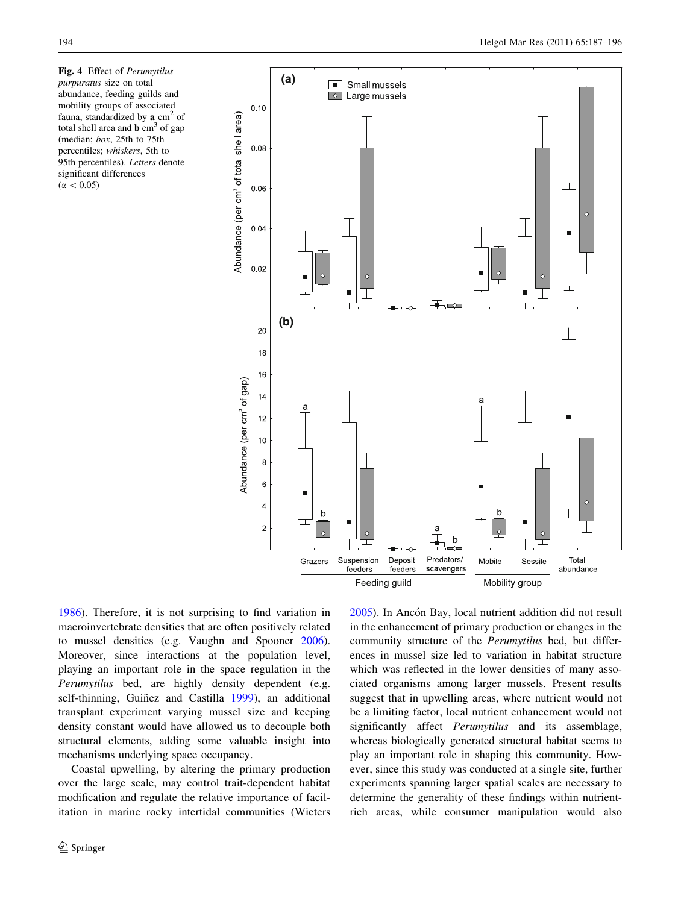Fig. 4 Effect of *Perumytilus purpuratus* size on total abundance, feeding guilds and mobility groups of associated fauna, standardized by **a** $cm^2$ of total shell area and **b** $cm^3$ of gap (median; *box*, 25th to 75th percentiles; *whiskers*, 5th to 95th percentiles). *Letters* denote significant differences ($\alpha < 0.05$)

1986). Therefore, it is not surprising to find variation in macroinvertebrate densities that are often positively related to mussel densities (e.g. Vaughn and Spooner 2006). Moreover, since interactions at the population level, playing an important role in the space regulation in the *Perumytilus* bed, are highly density dependent (e.g. self-thinning, Guiñez and Castilla 1999), an additional transplant experiment varying mussel size and keeping density constant would have allowed us to decouple both structural elements, adding some valuable insight into mechanisms underlying space occupancy.

Coastal upwelling, by altering the primary production over the large scale, may control trait-dependent habitat modification and regulate the relative importance of facilitation in marine rocky intertidal communities (Wieters 2005). In Ancón Bay, local nutrient addition did not result in the enhancement of primary production or changes in the community structure of the *Perumytilus* bed, but differences in mussel size led to variation in habitat structure which was reflected in the lower densities of many associated organisms among larger mussels. Present results suggest that in upwelling areas, where nutrient would not be a limiting factor, local nutrient enhancement would not significantly affect *Perumytilus* and its assemblage, whereas biologically generated structural habitat seems to play an important role in shaping this community. However, since this study was conducted at a single site, further experiments spanning larger spatial scales are necessary to determine the generality of these findings within nutrient-rich areas, while consumer manipulation would also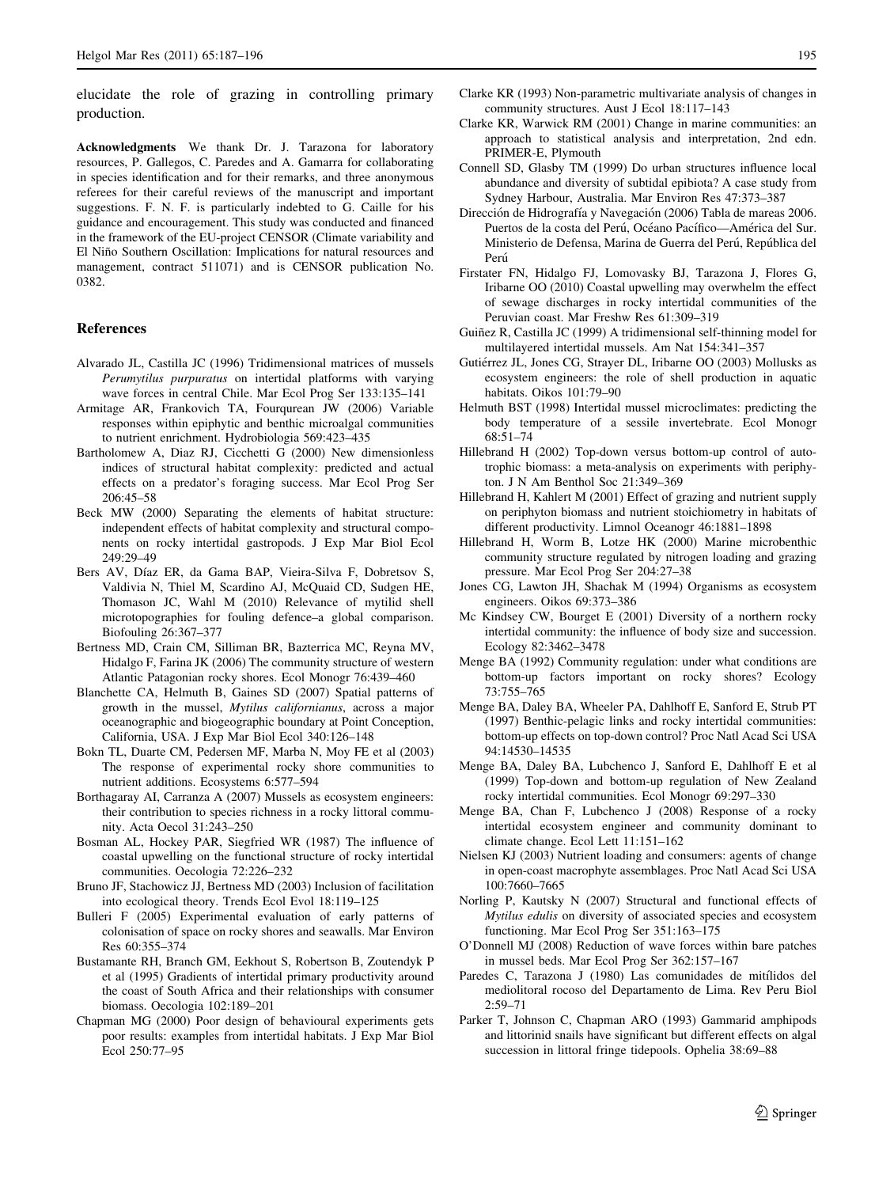elucidate the role of grazing in controlling primary production.

**Acknowledgments** We thank Dr. J. Tarazona for laboratory resources, P. Gallegos, C. Paredes and A. Gamarra for collaborating in species identification and for their remarks, and three anonymous referees for their careful reviews of the manuscript and important suggestions. F. N. F. is particularly indebted to G. Caille for his guidance and encouragement. This study was conducted and financed in the framework of the EU-project CENSOR (Climate variability and El Niño Southern Oscillation: Implications for natural resources and management, contract 511071) and is CENSOR publication No. 0382.

## References

Alvarado JL, Castilla JC (1996) Tridimensional matrices of mussels *Perumytilus purpuratus* on intertidal platforms with varying wave forces in central Chile. Mar Ecol Prog Ser 133:135–141

Armitage AR, Frankovich TA, Fourqurean JW (2006) Variable responses within epiphytic and benthic microalgal communities to nutrient enrichment. Hydrobiologia 569:423–435

Bartholomew A, Diaz RJ, Cicchetti G (2000) New dimensionless indices of structural habitat complexity: predicted and actual effects on a predator's foraging success. Mar Ecol Prog Ser 206:45–58

Beck MW (2000) Separating the elements of habitat structure: independent effects of habitat complexity and structural components on rocky intertidal gastropods. J Exp Mar Biol Ecol 249:29–49

Bers AV, Díaz ER, da Gama BAP, Vieira-Silva F, Dobretsov S, Valdivia N, Thiel M, Scardino AJ, McQuaid CD, Sudgen HE, Thomason JC, Wahl M (2010) Relevance of mytilid shell microtopographies for fouling defence–a global comparison. Biofouling 26:367–377

Bertness MD, Crain CM, Silliman BR, Bazterrica MC, Reyna MV, Hidalgo F, Farina JK (2006) The community structure of western Atlantic Patagonian rocky shores. Ecol Monogr 76:439–460

Blanchette CA, Helmuth B, Gaines SD (2007) Spatial patterns of growth in the mussel, *Mytilus californianus*, across a major oceanographic and biogeographic boundary at Point Conception, California, USA. J Exp Mar Biol Ecol 340:126–148

Bokn TL, Duarte CM, Pedersen MF, Marba N, Moy FE et al (2003) The response of experimental rocky shore communities to nutrient additions. Ecosystems 6:577–594

Borthagaray AI, Carranza A (2007) Mussels as ecosystem engineers: their contribution to species richness in a rocky littoral community. Acta Oecol 31:243–250

Bosman AL, Hockey PAR, Siegfried WR (1987) The influence of coastal upwelling on the functional structure of rocky intertidal communities. Oecologia 72:226–232

Bruno JF, Stachowicz JJ, Bertness MD (2003) Inclusion of facilitation into ecological theory. Trends Ecol Evol 18:119–125

Bulleri F (2005) Experimental evaluation of early patterns of colonisation of space on rocky shores and seawalls. Mar Environ Res 60:355–374

Bustamante RH, Branch GM, Eekhout S, Robertson B, Zoutendyk P et al (1995) Gradients of intertidal primary productivity around the coast of South Africa and their relationships with consumer biomass. Oecologia 102:189–201

Chapman MG (2000) Poor design of behavioural experiments gets poor results: examples from intertidal habitats. J Exp Mar Biol Ecol 250:77–95

Clarke KR (1993) Non-parametric multivariate analysis of changes in community structures. Aust J Ecol 18:117–143

Clarke KR, Warwick RM (2001) Change in marine communities: an approach to statistical analysis and interpretation, 2nd edn. PRIMER-E, Plymouth

Connell SD, Glasby TM (1999) Do urban structures influence local abundance and diversity of subtidal epibiota? A case study from Sydney Harbour, Australia. Mar Environ Res 47:373–387

Dirección de Hidrografía y Navegación (2006) Tabla de mareas 2006. Puertos de la costa del Perú, Océano Pacífico—América del Sur. Ministerio de Defensa, Marina de Guerra del Perú, República del Perú

Firstater FN, Hidalgo FJ, Lomovasky BJ, Tarazona J, Flores G, Iribarne OO (2010) Coastal upwelling may overwhelm the effect of sewage discharges in rocky intertidal communities of the Peruvian coast. Mar Freshw Res 61:309–319

Guiñez R, Castilla JC (1999) A tridimensional self-thinning model for multilayered intertidal mussels. Am Nat 154:341–357

Gutiérrez JL, Jones CG, Strayer DL, Iribarne OO (2003) Mollusks as ecosystem engineers: the role of shell production in aquatic habitats. Oikos 101:79–90

Helmuth BST (1998) Intertidal mussel microclimates: predicting the body temperature of a sessile invertebrate. Ecol Monogr 68:51–74

Hillebrand H (2002) Top-down versus bottom-up control of autotrophic biomass: a meta-analysis on experiments with periphyton. J N Am Benthol Soc 21:349–369

Hillebrand H, Kahlert M (2001) Effect of grazing and nutrient supply on periphyton biomass and nutrient stoichiometry in habitats of different productivity. Limnol Oceanogr 46:1881–1898

Hillebrand H, Worm B, Lotze HK (2000) Marine microbenthic community structure regulated by nitrogen loading and grazing pressure. Mar Ecol Prog Ser 204:27–38

Jones CG, Lawton JH, Shachak M (1994) Organisms as ecosystem engineers. Oikos 69:373–386

Mc Kindsey CW, Bourget E (2001) Diversity of a northern rocky intertidal community: the influence of body size and succession. Ecology 82:3462–3478

Menge BA (1992) Community regulation: under what conditions are bottom-up factors important on rocky shores? Ecology 73:755–765

Menge BA, Daley BA, Wheeler PA, Dahlhoff E, Sanford E, Strub PT (1997) Benthic-pelagic links and rocky intertidal communities: bottom-up effects on top-down control? Proc Natl Acad Sci USA 94:14530–14535

Menge BA, Daley BA, Lubchenco J, Sanford E, Dahlhoff E et al (1999) Top-down and bottom-up regulation of New Zealand rocky intertidal communities. Ecol Monogr 69:297–330

Menge BA, Chan F, Lubchenco J (2008) Response of a rocky intertidal ecosystem engineer and community dominant to climate change. Ecol Lett 11:151–162

Nielsen KJ (2003) Nutrient loading and consumers: agents of change in open-coast macrophyte assemblages. Proc Natl Acad Sci USA 100:7660–7665

Norling P, Kautsky N (2007) Structural and functional effects of *Mytilus edulis* on diversity of associated species and ecosystem functioning. Mar Ecol Prog Ser 351:163–175

O'Donnell MJ (2008) Reduction of wave forces within bare patches in mussel beds. Mar Ecol Prog Ser 362:157–167

Paredes C, Tarazona J (1980) Las comunidades de mitílidos del mediolitoral rocoso del Departamento de Lima. Rev Peru Biol 2:59–71

Parker T, Johnson C, Chapman ARO (1993) Gammarid amphipods and littorinid snails have significant but different effects on algal succession in littoral fringe tidepools. Ophelia 38:69–88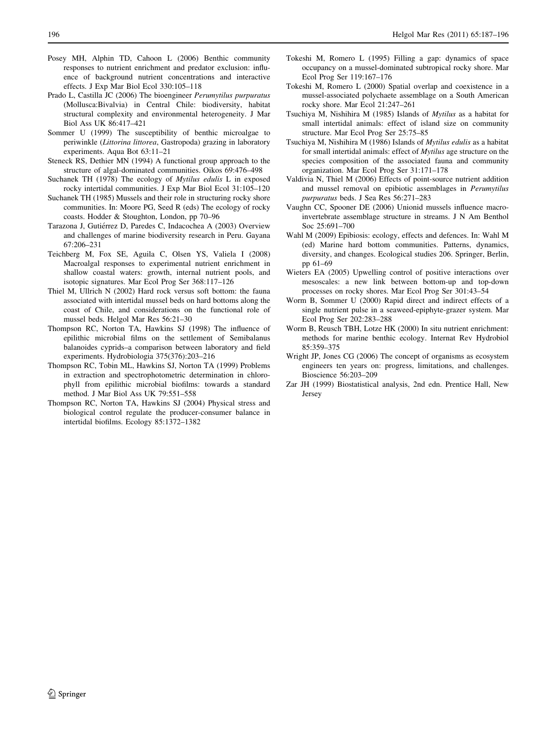Posey MH, Alphin TD, Cahoon L (2006) Benthic community responses to nutrient enrichment and predator exclusion: influence of background nutrient concentrations and interactive effects. J Exp Mar Biol Ecol 330:105–118

Prado L, Castilla JC (2006) The bioengineer *Perumytilus purpuratus* (Mollusca:Bivalvia) in Central Chile: biodiversity, habitat structural complexity and environmental heterogeneity. J Mar Biol Ass UK 86:417–421

Sommer U (1999) The susceptibility of benthic microalgae to periwinkle (*Littorina littorea*, Gastropoda) grazing in laboratory experiments. Aqua Bot 63:11–21

Steneck RS, Dethier MN (1994) A functional group approach to the structure of algal-dominated communities. Oikos 69:476–498

Suchanek TH (1978) The ecology of *Mytilus edulis* L in exposed rocky intertidal communities. J Exp Mar Biol Ecol 31:105–120

Suchanek TH (1985) Mussels and their role in structuring rocky shore communities. In: Moore PG, Seed R (eds) The ecology of rocky coasts. Hodder & Stoughton, London, pp 70–96

Tarazona J, Gutiérrez D, Paredes C, Indacochea A (2003) Overview and challenges of marine biodiversity research in Peru. Gayana 67:206–231

Teichberg M, Fox SE, Aguila C, Olsen YS, Valiela I (2008) Macroalgal responses to experimental nutrient enrichment in shallow coastal waters: growth, internal nutrient pools, and isotopic signatures. Mar Ecol Prog Ser 368:117–126

Thiel M, Ullrich N (2002) Hard rock versus soft bottom: the fauna associated with intertidal mussel beds on hard bottoms along the coast of Chile, and considerations on the functional role of mussel beds. Helgol Mar Res 56:21–30

Thompson RC, Norton TA, Hawkins SJ (1998) The influence of epilithic microbial films on the settlement of Semibalanus balanoides cyprids–a comparison between laboratory and field experiments. Hydrobiologia 375(376):203–216

Thompson RC, Tobin ML, Hawkins SJ, Norton TA (1999) Problems in extraction and spectrophotometric determination in chlorophyll from epilithic microbial biofilms: towards a standard method. J Mar Biol Ass UK 79:551–558

Thompson RC, Norton TA, Hawkins SJ (2004) Physical stress and biological control regulate the producer-consumer balance in intertidal biofilms. Ecology 85:1372–1382

Tokeshi M, Romero L (1995) Filling a gap: dynamics of space occupancy on a mussel-dominated subtropical rocky shore. Mar Ecol Prog Ser 119:167–176

Tokeshi M, Romero L (2000) Spatial overlap and coexistence in a mussel-associated polychaete assemblage on a South American rocky shore. Mar Ecol 21:247–261

Tsuchiya M, Nishihira M (1985) Islands of *Mytilus* as a habitat for small intertidal animals: effect of island size on community structure. Mar Ecol Prog Ser 25:75–85

Tsuchiya M, Nishihira M (1986) Islands of *Mytilus edulis* as a habitat for small intertidal animals: effect of *Mytilus* age structure on the species composition of the associated fauna and community organization. Mar Ecol Prog Ser 31:171–178

Valdivia N, Thiel M (2006) Effects of point-source nutrient addition and mussel removal on epibiotic assemblages in *Perumytilus purpuratus* beds. J Sea Res 56:271–283

Vaughn CC, Spooner DE (2006) Unionid mussels influence macroinvertebrate assemblage structure in streams. J N Am Benthol Soc 25:691–700

Wahl M (2009) Epibiosis: ecology, effects and defences. In: Wahl M (ed) Marine hard bottom communities. Patterns, dynamics, diversity, and changes. Ecological studies 206. Springer, Berlin, pp 61–69

Wieters EA (2005) Upwelling control of positive interactions over mesoscales: a new link between bottom-up and top-down processes on rocky shores. Mar Ecol Prog Ser 301:43–54

Worm B, Sommer U (2000) Rapid direct and indirect effects of a single nutrient pulse in a seaweed-epiphyte-grazer system. Mar Ecol Prog Ser 202:283–288

Worm B, Reusch TBH, Lotze HK (2000) In situ nutrient enrichment: methods for marine benthic ecology. Internat Rev Hydrobiol 85:359–375

Wright JP, Jones CG (2006) The concept of organisms as ecosystem engineers ten years on: progress, limitations, and challenges. Bioscience 56:203–209

Zar JH (1999) Biostatistical analysis, 2nd edn. Prentice Hall, New Jersey